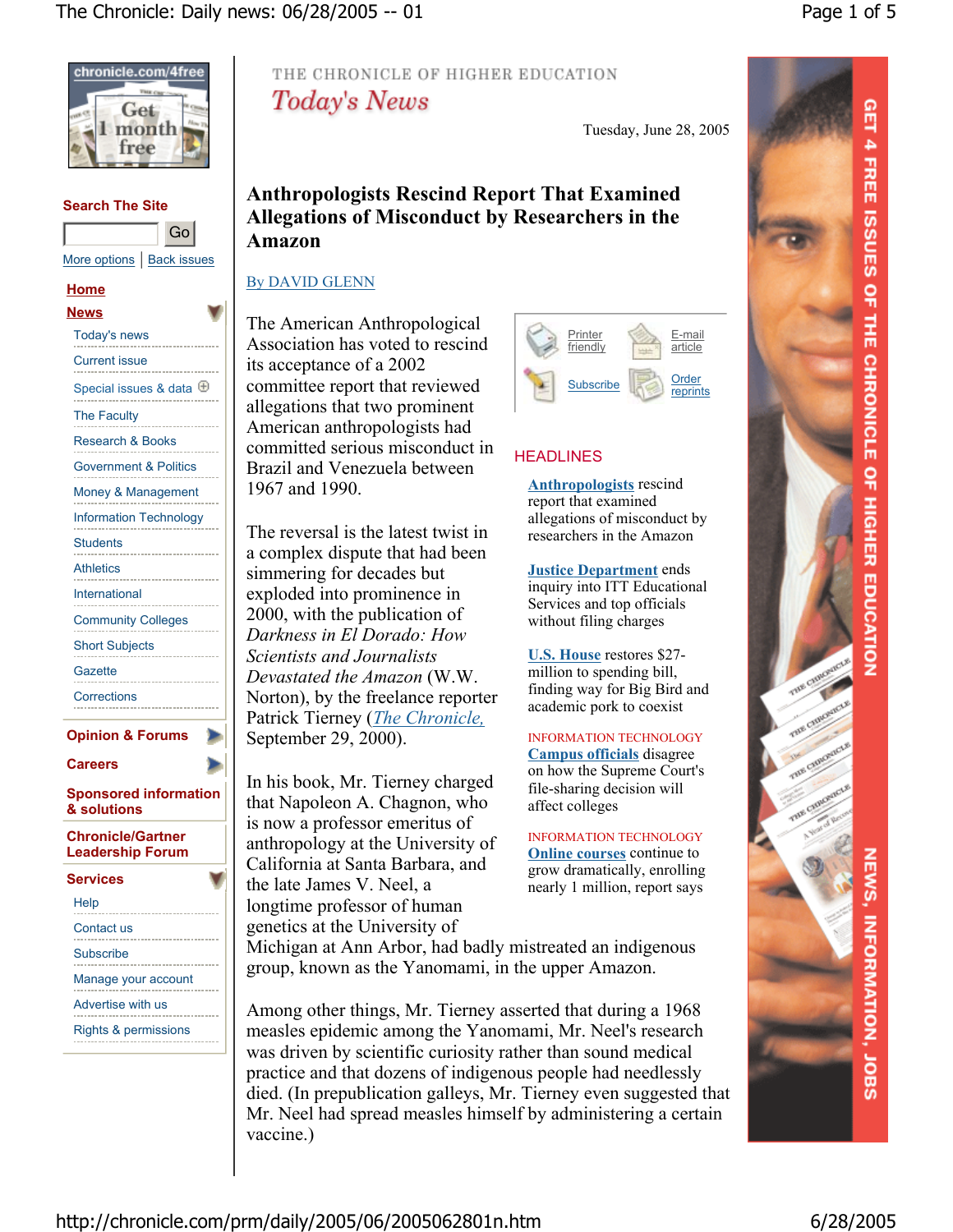THE CHRONICLE OF HIGHER EDUCATION

*Today's News*

Tuesday, June 28, 2005

# Anthropologists Rescind Report That Examined Allegations of Misconduct by Researchers in the Amazon

By DAVID GLENN

The American Anthropological Association has voted to rescind its acceptance of a 2002 committee report that reviewed allegations that two prominent American anthropologists had committed serious misconduct in Brazil and Venezuela between 1967 and 1990.

The reversal is the latest twist in a complex dispute that had been simmering for decades but exploded into prominence in 2000, with the publication of *Darkness in El Dorado: How Scientists and Journalists Devastated the Amazon* (W.W. Norton), by the freelance reporter Patrick Tierney (*The Chronicle,* September 29, 2000).

In his book, Mr. Tierney charged that Napoleon A. Chagnon, who is now a professor emeritus of anthropology at the University of California at Santa Barbara, and the late James V. Neel, a longtime professor of human genetics at the University of Michigan at Ann Arbor, had badly mistreated an indigenous group, known as the Yanomami, in the upper Amazon.

Among other things, Mr. Tierney asserted that during a 1968 measles epidemic among the Yanomami, Mr. Neel's research was driven by scientific curiosity rather than sound medical practice and that dozens of indigenous people had needlessly died. (In prepublication galleys, Mr. Tierney even suggested that Mr. Neel had spread measles himself by administering a certain vaccine.)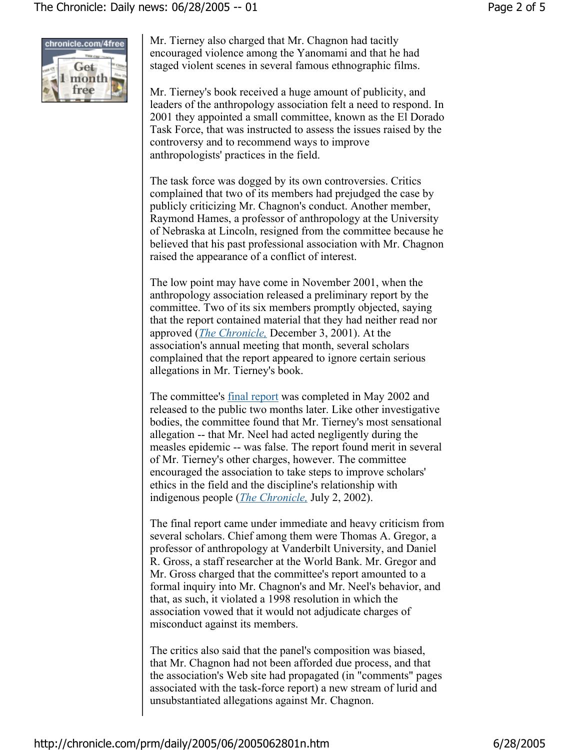Mr. Tierney also charged that Mr. Chagnon had tacitly encouraged violence among the Yanomami and that he had staged violent scenes in several famous ethnographic films.

Mr. Tierney's book received a huge amount of publicity, and leaders of the anthropology association felt a need to respond. In 2001 they appointed a small committee, known as the El Dorado Task Force, that was instructed to assess the issues raised by the controversy and to recommend ways to improve anthropologists' practices in the field.

The task force was dogged by its own controversies. Critics complained that two of its members had prejudged the case by publicly criticizing Mr. Chagnon's conduct. Another member, Raymond Hames, a professor of anthropology at the University of Nebraska at Lincoln, resigned from the committee because he believed that his past professional association with Mr. Chagnon raised the appearance of a conflict of interest.

The low point may have come in November 2001, when the anthropology association released a preliminary report by the committee. Two of its six members promptly objected, saying that the report contained material that they had neither read nor approved (*The Chronicle,* December 3, 2001). At the association's annual meeting that month, several scholars complained that the report appeared to ignore certain serious allegations in Mr. Tierney's book.

The committee's final report was completed in May 2002 and released to the public two months later. Like other investigative bodies, the committee found that Mr. Tierney's most sensational allegation -- that Mr. Neel had acted negligently during the measles epidemic -- was false. The report found merit in several of Mr. Tierney's other charges, however. The committee encouraged the association to take steps to improve scholars' ethics in the field and the discipline's relationship with indigenous people (*The Chronicle,* July 2, 2002).

The final report came under immediate and heavy criticism from several scholars. Chief among them were Thomas A. Gregor, a professor of anthropology at Vanderbilt University, and Daniel R. Gross, a staff researcher at the World Bank. Mr. Gregor and Mr. Gross charged that the committee's report amounted to a formal inquiry into Mr. Chagnon's and Mr. Neel's behavior, and that, as such, it violated a 1998 resolution in which the association vowed that it would not adjudicate charges of misconduct against its members.

The critics also said that the panel's composition was biased, that Mr. Chagnon had not been afforded due process, and that the association's Web site had propagated (in "comments" pages associated with the task-force report) a new stream of lurid and unsubstantiated allegations against Mr. Chagnon.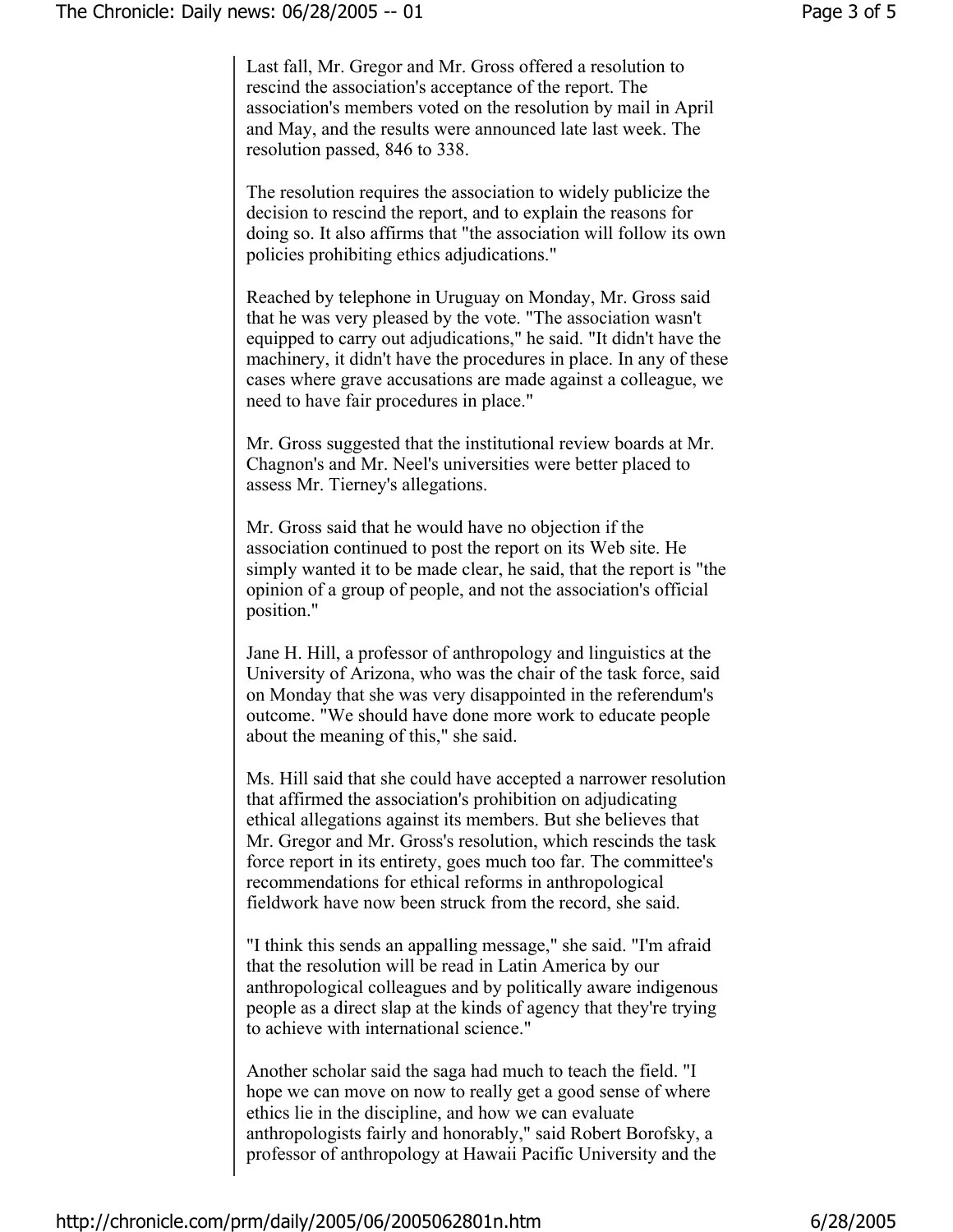Last fall, Mr. Gregor and Mr. Gross offered a resolution to rescind the association's acceptance of the report. The association's members voted on the resolution by mail in April and May, and the results were announced late last week. The resolution passed, 846 to 338.

The resolution requires the association to widely publicize the decision to rescind the report, and to explain the reasons for doing so. It also affirms that "the association will follow its own policies prohibiting ethics adjudications."

Reached by telephone in Uruguay on Monday, Mr. Gross said that he was very pleased by the vote. "The association wasn't equipped to carry out adjudications," he said. "It didn't have the machinery, it didn't have the procedures in place. In any of these cases where grave accusations are made against a colleague, we need to have fair procedures in place."

Mr. Gross suggested that the institutional review boards at Mr. Chagnon's and Mr. Neel's universities were better placed to assess Mr. Tierney's allegations.

Mr. Gross said that he would have no objection if the association continued to post the report on its Web site. He simply wanted it to be made clear, he said, that the report is "the opinion of a group of people, and not the association's official position."

Jane H. Hill, a professor of anthropology and linguistics at the University of Arizona, who was the chair of the task force, said on Monday that she was very disappointed in the referendum's outcome. "We should have done more work to educate people about the meaning of this," she said.

Ms. Hill said that she could have accepted a narrower resolution that affirmed the association's prohibition on adjudicating ethical allegations against its members. But she believes that Mr. Gregor and Mr. Gross's resolution, which rescinds the task force report in its entirety, goes much too far. The committee's recommendations for ethical reforms in anthropological fieldwork have now been struck from the record, she said.

"I think this sends an appalling message," she said. "I'm afraid that the resolution will be read in Latin America by our anthropological colleagues and by politically aware indigenous people as a direct slap at the kinds of agency that they're trying to achieve with international science."

Another scholar said the saga had much to teach the field. "I hope we can move on now to really get a good sense of where ethics lie in the discipline, and how we can evaluate anthropologists fairly and honorably," said Robert Borofsky, a professor of anthropology at Hawaii Pacific University and the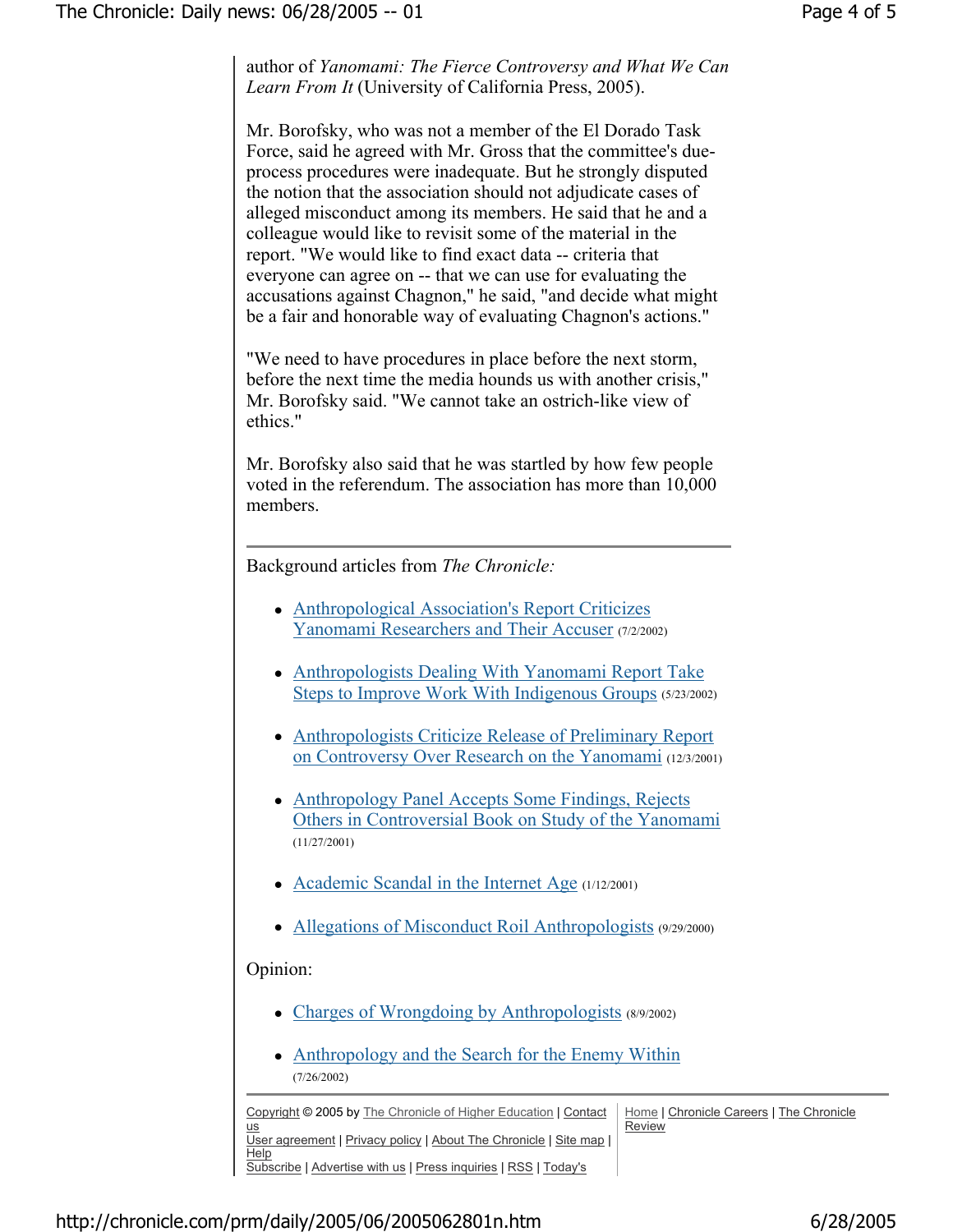author of *Yanomami: The Fierce Controversy and What We Can Learn From It* (University of California Press, 2005).

Mr. Borofsky, who was not a member of the El Dorado Task Force, said he agreed with Mr. Gross that the committee's due-process procedures were inadequate. But he strongly disputed the notion that the association should not adjudicate cases of alleged misconduct among its members. He said that he and a colleague would like to revisit some of the material in the report. "We would like to find exact data -- criteria that everyone can agree on -- that we can use for evaluating the accusations against Chagnon," he said, "and decide what might be a fair and honorable way of evaluating Chagnon's actions."

"We need to have procedures in place before the next storm, before the next time the media hounds us with another crisis," Mr. Borofsky said. "We cannot take an ostrich-like view of ethics."

Mr. Borofsky also said that he was startled by how few people voted in the referendum. The association has more than 10,000 members.

---

Background articles from *The Chronicle:*

- Anthropological Association's Report Criticizes Yanomami Researchers and Their Accuser (7/2/2002)
- Anthropologists Dealing With Yanomami Report Take Steps to Improve Work With Indigenous Groups (5/23/2002)
- Anthropologists Criticize Release of Preliminary Report on Controversy Over Research on the Yanomami (12/3/2001)
- Anthropology Panel Accepts Some Findings, Rejects Others in Controversial Book on Study of the Yanomami (11/27/2001)
- Academic Scandal in the Internet Age (1/12/2001)
- Allegations of Misconduct Roil Anthropologists (9/29/2000)

Opinion:

- Charges of Wrongdoing by Anthropologists (8/9/2002)
- Anthropology and the Search for the Enemy Within (7/26/2002)

---

Copyright © 2005 by The Chronicle of Higher Education | Contact us
User agreement | Privacy policy | About The Chronicle | Site map | Help
Subscribe | Advertise with us | Press inquiries | RSS | Today's

Home | Chronicle Careers | The Chronicle Review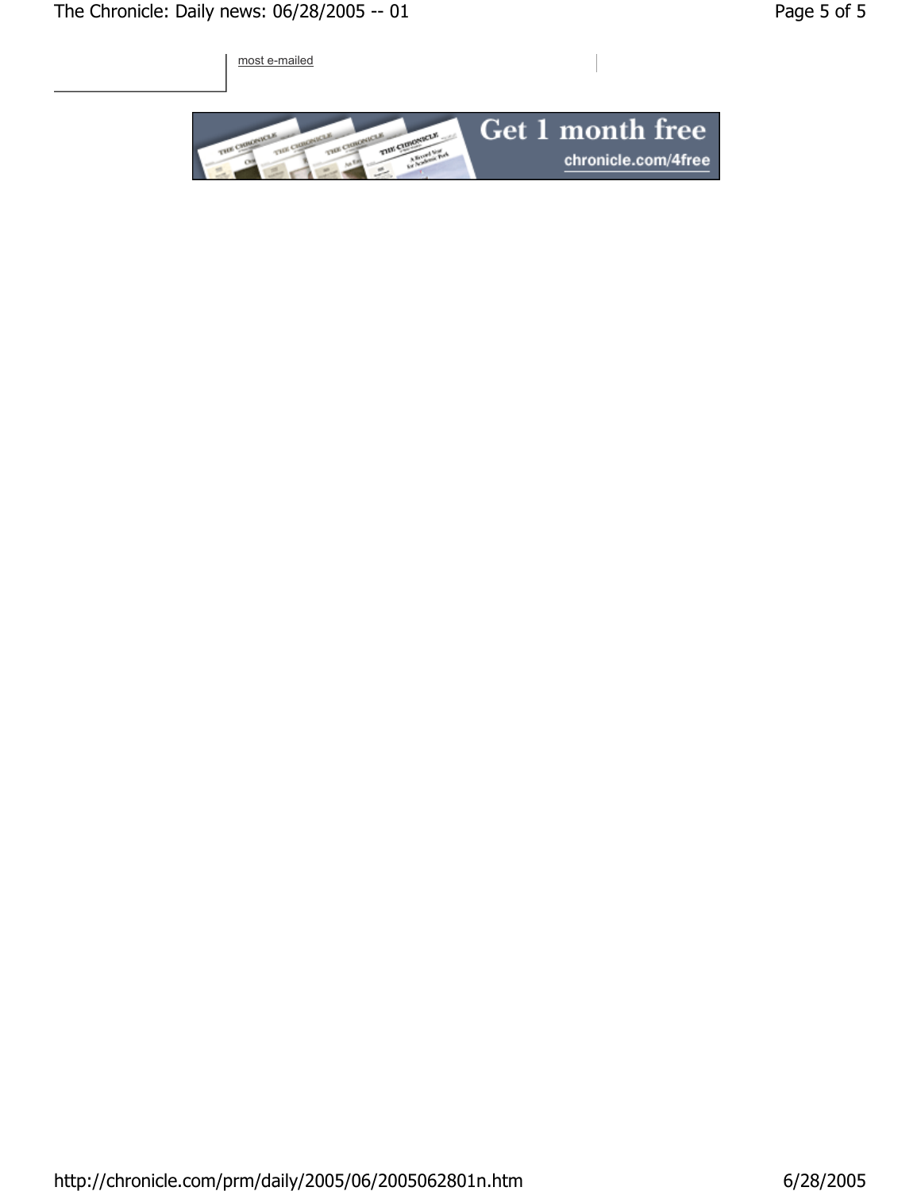most e-mailed

Get 1 month free

chronicle.com/4free